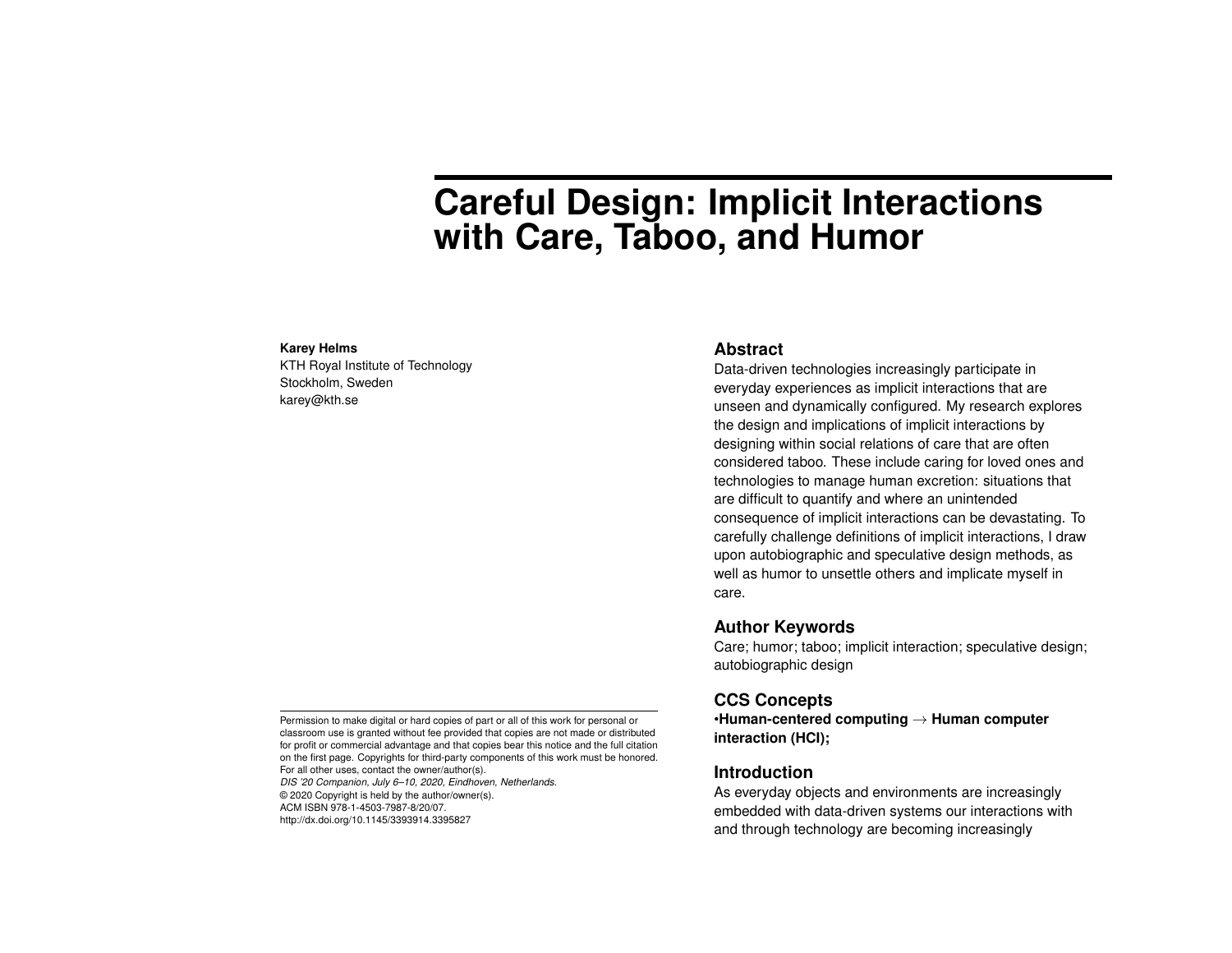# Careful Design: Implicit Interactions with Care, Taboo, and Humor

**Karey Helms**
KTH Royal Institute of Technology
Stockholm, Sweden
karey@kth.se

## Abstract

Data-driven technologies increasingly participate in everyday experiences as implicit interactions that are unseen and dynamically configured. My research explores the design and implications of implicit interactions by designing within social relations of care that are often considered taboo. These include caring for loved ones and technologies to manage human excretion: situations that are difficult to quantify and where an unintended consequence of implicit interactions can be devastating. To carefully challenge definitions of implicit interactions, I draw upon autobiographic and speculative design methods, as well as humor to unsettle others and implicate myself in care.

## Author Keywords

Care; humor; taboo; implicit interaction; speculative design; autobiographic design

## CCS Concepts

**•Human-centered computing → Human computer interaction (HCI);**

## Introduction

As everyday objects and environments are increasingly embedded with data-driven systems our interactions with and through technology are becoming increasingly

Permission to make digital or hard copies of part or all of this work for personal or classroom use is granted without fee provided that copies are not made or distributed for profit or commercial advantage and that copies bear this notice and the full citation on the first page. Copyrights for third-party components of this work must be honored. For all other uses, contact the owner/author(s).
*DIS '20 Companion, July 6–10, 2020, Eindhoven, Netherlands.*
© 2020 Copyright is held by the author/owner(s).
ACM ISBN 978-1-4503-7987-8/20/07.
http://dx.doi.org/10.1145/3393914.3395827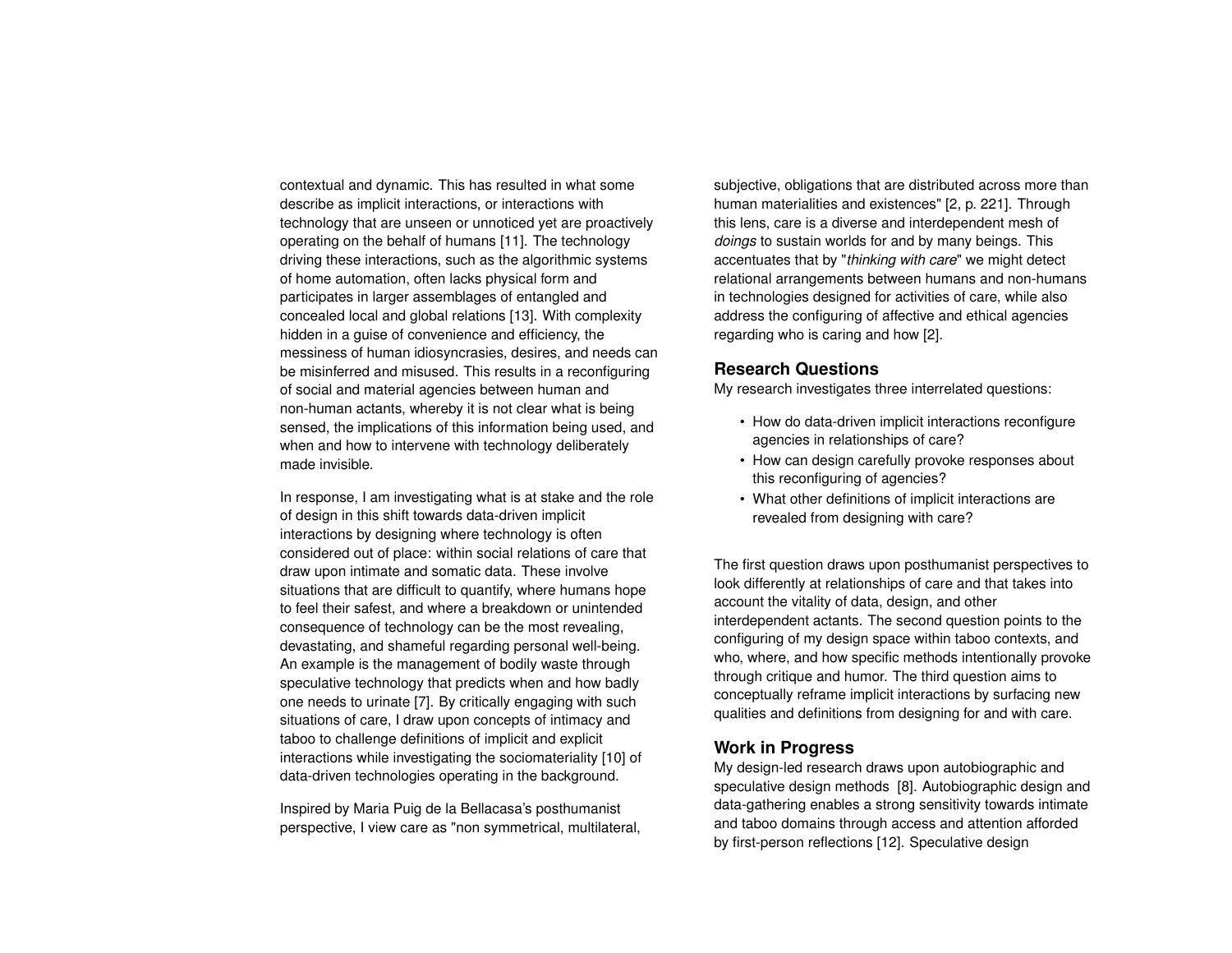contextual and dynamic. This has resulted in what some describe as implicit interactions, or interactions with technology that are unseen or unnoticed yet are proactively operating on the behalf of humans [11]. The technology driving these interactions, such as the algorithmic systems of home automation, often lacks physical form and participates in larger assemblages of entangled and concealed local and global relations [13]. With complexity hidden in a guise of convenience and efficiency, the messiness of human idiosyncrasies, desires, and needs can be misinferred and misused. This results in a reconfiguring of social and material agencies between human and non-human actants, whereby it is not clear what is being sensed, the implications of this information being used, and when and how to intervene with technology deliberately made invisible.

In response, I am investigating what is at stake and the role of design in this shift towards data-driven implicit interactions by designing where technology is often considered out of place: within social relations of care that draw upon intimate and somatic data. These involve situations that are difficult to quantify, where humans hope to feel their safest, and where a breakdown or unintended consequence of technology can be the most revealing, devastating, and shameful regarding personal well-being. An example is the management of bodily waste through speculative technology that predicts when and how badly one needs to urinate [7]. By critically engaging with such situations of care, I draw upon concepts of intimacy and taboo to challenge definitions of implicit and explicit interactions while investigating the sociomateriality [10] of data-driven technologies operating in the background.

Inspired by Maria Puig de la Bellacasa's posthumanist perspective, I view care as "non symmetrical, multilateral, subjective, obligations that are distributed across more than human materialities and existences" [2, p. 221]. Through this lens, care is a diverse and interdependent mesh of *doings* to sustain worlds for and by many beings. This accentuates that by "*thinking with care*" we might detect relational arrangements between humans and non-humans in technologies designed for activities of care, while also address the configuring of affective and ethical agencies regarding who is caring and how [2].

## Research Questions

My research investigates three interrelated questions:

- How do data-driven implicit interactions reconfigure agencies in relationships of care?
- How can design carefully provoke responses about this reconfiguring of agencies?
- What other definitions of implicit interactions are revealed from designing with care?

The first question draws upon posthumanist perspectives to look differently at relationships of care and that takes into account the vitality of data, design, and other interdependent actants. The second question points to the configuring of my design space within taboo contexts, and who, where, and how specific methods intentionally provoke through critique and humor. The third question aims to conceptually reframe implicit interactions by surfacing new qualities and definitions from designing for and with care.

## Work in Progress

My design-led research draws upon autobiographic and speculative design methods [8]. Autobiographic design and data-gathering enables a strong sensitivity towards intimate and taboo domains through access and attention afforded by first-person reflections [12]. Speculative design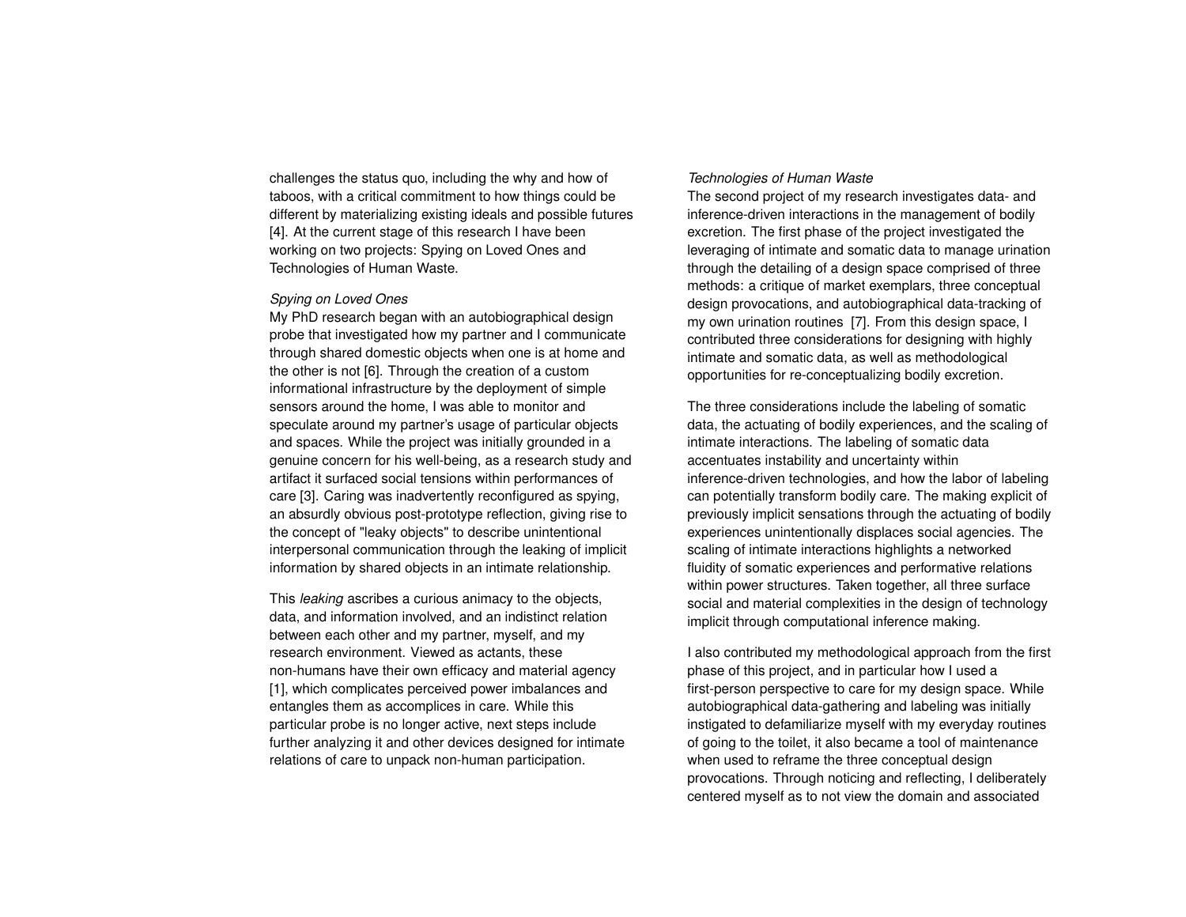challenges the status quo, including the why and how of taboos, with a critical commitment to how things could be different by materializing existing ideals and possible futures [4]. At the current stage of this research I have been working on two projects: Spying on Loved Ones and Technologies of Human Waste.

*Spying on Loved Ones*

My PhD research began with an autobiographical design probe that investigated how my partner and I communicate through shared domestic objects when one is at home and the other is not [6]. Through the creation of a custom informational infrastructure by the deployment of simple sensors around the home, I was able to monitor and speculate around my partner's usage of particular objects and spaces. While the project was initially grounded in a genuine concern for his well-being, as a research study and artifact it surfaced social tensions within performances of care [3]. Caring was inadvertently reconfigured as spying, an absurdly obvious post-prototype reflection, giving rise to the concept of "leaky objects" to describe unintentional interpersonal communication through the leaking of implicit information by shared objects in an intimate relationship.

This *leaking* ascribes a curious animacy to the objects, data, and information involved, and an indistinct relation between each other and my partner, myself, and my research environment. Viewed as actants, these non-humans have their own efficacy and material agency [1], which complicates perceived power imbalances and entangles them as accomplices in care. While this particular probe is no longer active, next steps include further analyzing it and other devices designed for intimate relations of care to unpack non-human participation.

*Technologies of Human Waste*

The second project of my research investigates data- and inference-driven interactions in the management of bodily excretion. The first phase of the project investigated the leveraging of intimate and somatic data to manage urination through the detailing of a design space comprised of three methods: a critique of market exemplars, three conceptual design provocations, and autobiographical data-tracking of my own urination routines [7]. From this design space, I contributed three considerations for designing with highly intimate and somatic data, as well as methodological opportunities for re-conceptualizing bodily excretion.

The three considerations include the labeling of somatic data, the actuating of bodily experiences, and the scaling of intimate interactions. The labeling of somatic data accentuates instability and uncertainty within inference-driven technologies, and how the labor of labeling can potentially transform bodily care. The making explicit of previously implicit sensations through the actuating of bodily experiences unintentionally displaces social agencies. The scaling of intimate interactions highlights a networked fluidity of somatic experiences and performative relations within power structures. Taken together, all three surface social and material complexities in the design of technology implicit through computational inference making.

I also contributed my methodological approach from the first phase of this project, and in particular how I used a first-person perspective to care for my design space. While autobiographical data-gathering and labeling was initially instigated to defamiliarize myself with my everyday routines of going to the toilet, it also became a tool of maintenance when used to reframe the three conceptual design provocations. Through noticing and reflecting, I deliberately centered myself as to not view the domain and associated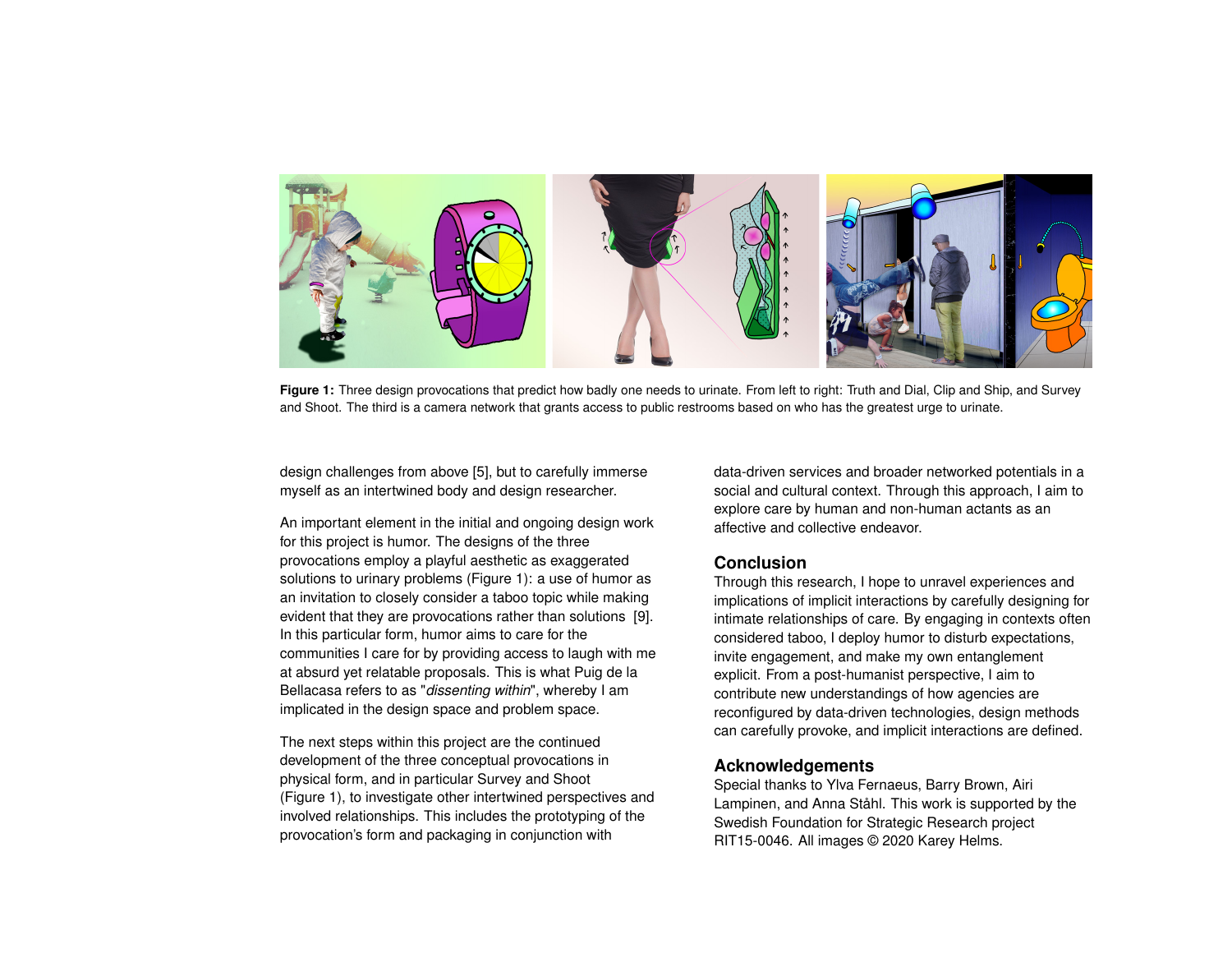**Figure 1:** Three design provocations that predict how badly one needs to urinate. From left to right: Truth and Dial, Clip and Ship, and Survey and Shoot. The third is a camera network that grants access to public restrooms based on who has the greatest urge to urinate.

design challenges from above [5], but to carefully immerse myself as an intertwined body and design researcher.

An important element in the initial and ongoing design work for this project is humor. The designs of the three provocations employ a playful aesthetic as exaggerated solutions to urinary problems (Figure 1): a use of humor as an invitation to closely consider a taboo topic while making evident that they are provocations rather than solutions [9]. In this particular form, humor aims to care for the communities I care for by providing access to laugh with me at absurd yet relatable proposals. This is what Puig de la Bellacasa refers to as "*dissenting within*", whereby I am implicated in the design space and problem space.

The next steps within this project are the continued development of the three conceptual provocations in physical form, and in particular Survey and Shoot (Figure 1), to investigate other intertwined perspectives and involved relationships. This includes the prototyping of the provocation's form and packaging in conjunction with data-driven services and broader networked potentials in a social and cultural context. Through this approach, I aim to explore care by human and non-human actants as an affective and collective endeavor.

## Conclusion

Through this research, I hope to unravel experiences and implications of implicit interactions by carefully designing for intimate relationships of care. By engaging in contexts often considered taboo, I deploy humor to disturb expectations, invite engagement, and make my own entanglement explicit. From a post-humanist perspective, I aim to contribute new understandings of how agencies are reconfigured by data-driven technologies, design methods can carefully provoke, and implicit interactions are defined.

## Acknowledgements

Special thanks to Ylva Fernaeus, Barry Brown, Airi Lampinen, and Anna Ståhl. This work is supported by the Swedish Foundation for Strategic Research project RIT15-0046. All images © 2020 Karey Helms.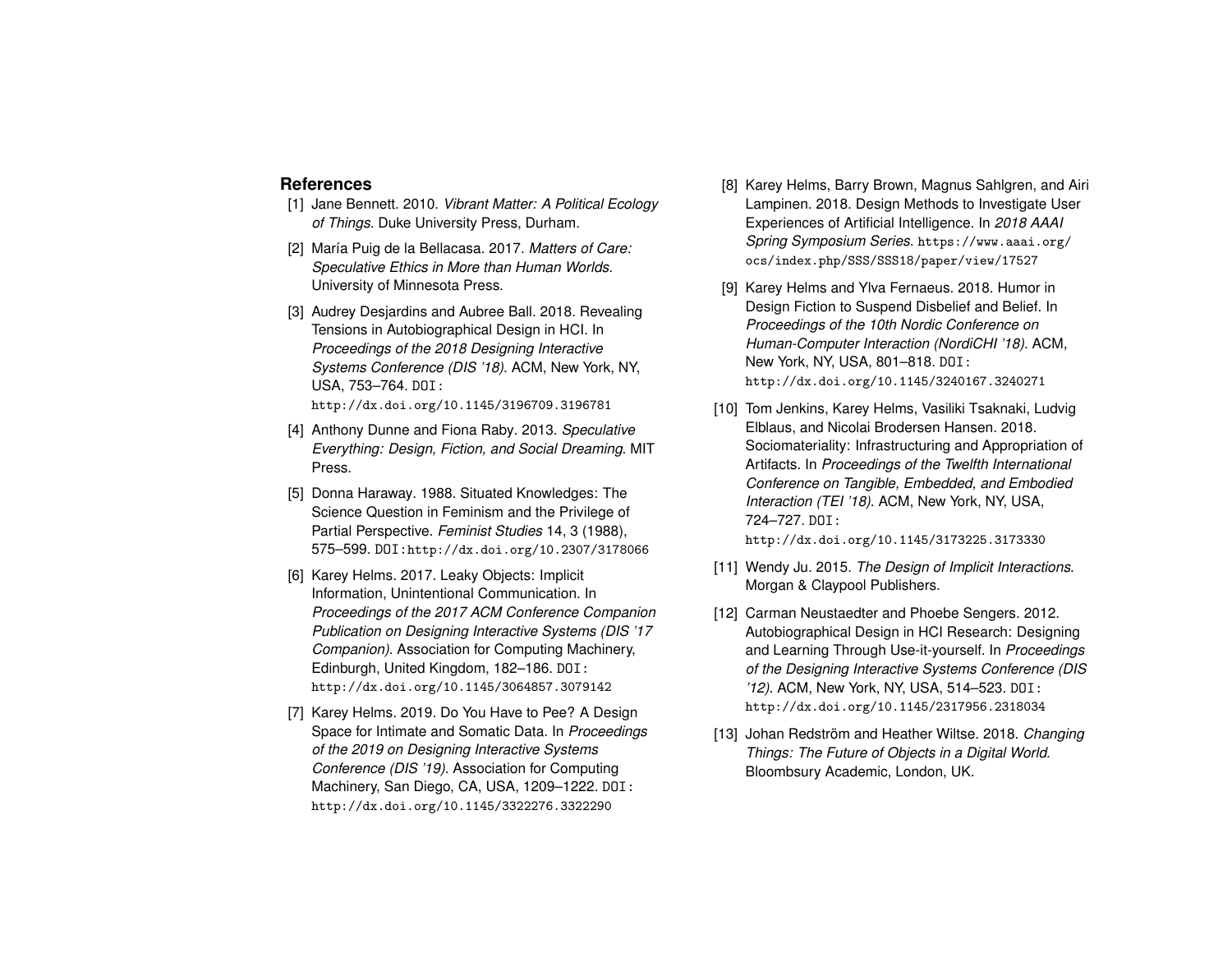## References

[1] Jane Bennett. 2010. *Vibrant Matter: A Political Ecology of Things.* Duke University Press, Durham.

[2] María Puig de la Bellacasa. 2017. *Matters of Care: Speculative Ethics in More than Human Worlds.* University of Minnesota Press.

[3] Audrey Desjardins and Aubree Ball. 2018. Revealing Tensions in Autobiographical Design in HCI. In *Proceedings of the 2018 Designing Interactive Systems Conference (DIS '18)*. ACM, New York, NY, USA, 753–764. DOI: http://dx.doi.org/10.1145/3196709.3196781

[4] Anthony Dunne and Fiona Raby. 2013. *Speculative Everything: Design, Fiction, and Social Dreaming*. MIT Press.

[5] Donna Haraway. 1988. Situated Knowledges: The Science Question in Feminism and the Privilege of Partial Perspective. *Feminist Studies* 14, 3 (1988), 575–599. DOI:http://dx.doi.org/10.2307/3178066

[6] Karey Helms. 2017. Leaky Objects: Implicit Information, Unintentional Communication. In *Proceedings of the 2017 ACM Conference Companion Publication on Designing Interactive Systems (DIS '17 Companion)*. Association for Computing Machinery, Edinburgh, United Kingdom, 182–186. DOI: http://dx.doi.org/10.1145/3064857.3079142

[7] Karey Helms. 2019. Do You Have to Pee? A Design Space for Intimate and Somatic Data. In *Proceedings of the 2019 on Designing Interactive Systems Conference (DIS '19)*. Association for Computing Machinery, San Diego, CA, USA, 1209–1222. DOI: http://dx.doi.org/10.1145/3322276.3322290

[8] Karey Helms, Barry Brown, Magnus Sahlgren, and Airi Lampinen. 2018. Design Methods to Investigate User Experiences of Artificial Intelligence. In *2018 AAAI Spring Symposium Series*. https://www.aaai.org/ocs/index.php/SSS/SSS18/paper/view/17527

[9] Karey Helms and Ylva Fernaeus. 2018. Humor in Design Fiction to Suspend Disbelief and Belief. In *Proceedings of the 10th Nordic Conference on Human-Computer Interaction (NordiCHI '18)*. ACM, New York, NY, USA, 801–818. DOI: http://dx.doi.org/10.1145/3240167.3240271

[10] Tom Jenkins, Karey Helms, Vasiliki Tsaknaki, Ludvig Elblaus, and Nicolai Brodersen Hansen. 2018. Sociomateriality: Infrastructuring and Appropriation of Artifacts. In *Proceedings of the Twelfth International Conference on Tangible, Embedded, and Embodied Interaction (TEI '18)*. ACM, New York, NY, USA, 724–727. DOI: http://dx.doi.org/10.1145/3173225.3173330

[11] Wendy Ju. 2015. *The Design of Implicit Interactions*. Morgan & Claypool Publishers.

[12] Carman Neustaedter and Phoebe Sengers. 2012. Autobiographical Design in HCI Research: Designing and Learning Through Use-it-yourself. In *Proceedings of the Designing Interactive Systems Conference (DIS '12)*. ACM, New York, NY, USA, 514–523. DOI: http://dx.doi.org/10.1145/2317956.2318034

[13] Johan Redström and Heather Wiltse. 2018. *Changing Things: The Future of Objects in a Digital World*. Bloombsury Academic, London, UK.